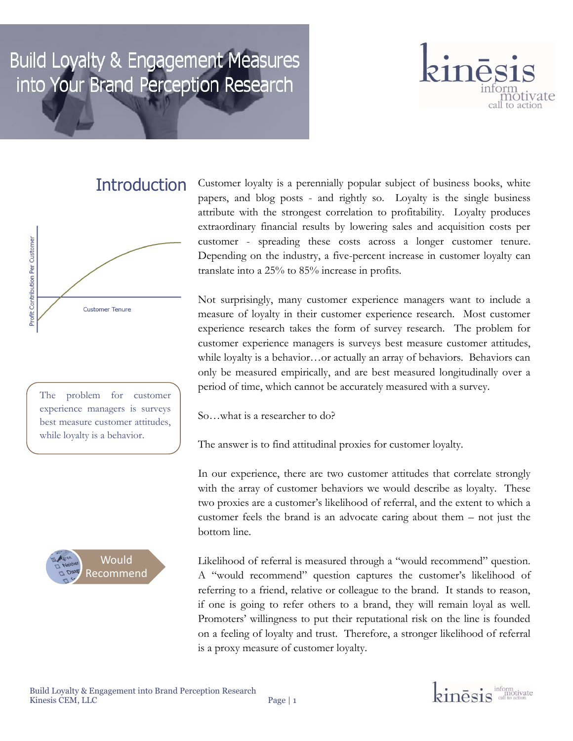# Build Loyalty & Engagement Measures into Your Brand Perception Research

## Introduction

Customer loyalty is a perennially popular subject of business books, white papers, and blog posts - and rightly so. Loyalty is the single business attribute with the strongest correlation to profitability. Loyalty produces extraordinary financial results by lowering sales and acquisition costs per customer - spreading these costs across a longer customer tenure. Depending on the industry, a five-percent increase in customer loyalty can translate into a 25% to 85% increase in profits.

Not surprisingly, many customer experience managers want to include a measure of loyalty in their customer experience research. Most customer experience research takes the form of survey research. The problem for customer experience managers is surveys best measure customer attitudes, while loyalty is a behavior…or actually an array of behaviors. Behaviors can only be measured empirically, and are best measured longitudinally over a period of time, which cannot be accurately measured with a survey.

> The problem for customer experience managers is surveys best measure customer attitudes, while loyalty is a behavior.

So…what is a researcher to do?

The answer is to find attitudinal proxies for customer loyalty.

In our experience, there are two customer attitudes that correlate strongly with the array of customer behaviors we would describe as loyalty. These two proxies are a customer's likelihood of referral, and the extent to which a customer feels the brand is an advocate caring about them – not just the bottom line.

**Would Recommend**

Likelihood of referral is measured through a "would recommend" question. A "would recommend" question captures the customer's likelihood of referring to a friend, relative or colleague to the brand. It stands to reason, if one is going to refer others to a brand, they will remain loyal as well. Promoters' willingness to put their reputational risk on the line is founded on a feeling of loyalty and trust. Therefore, a stronger likelihood of referral is a proxy measure of customer loyalty.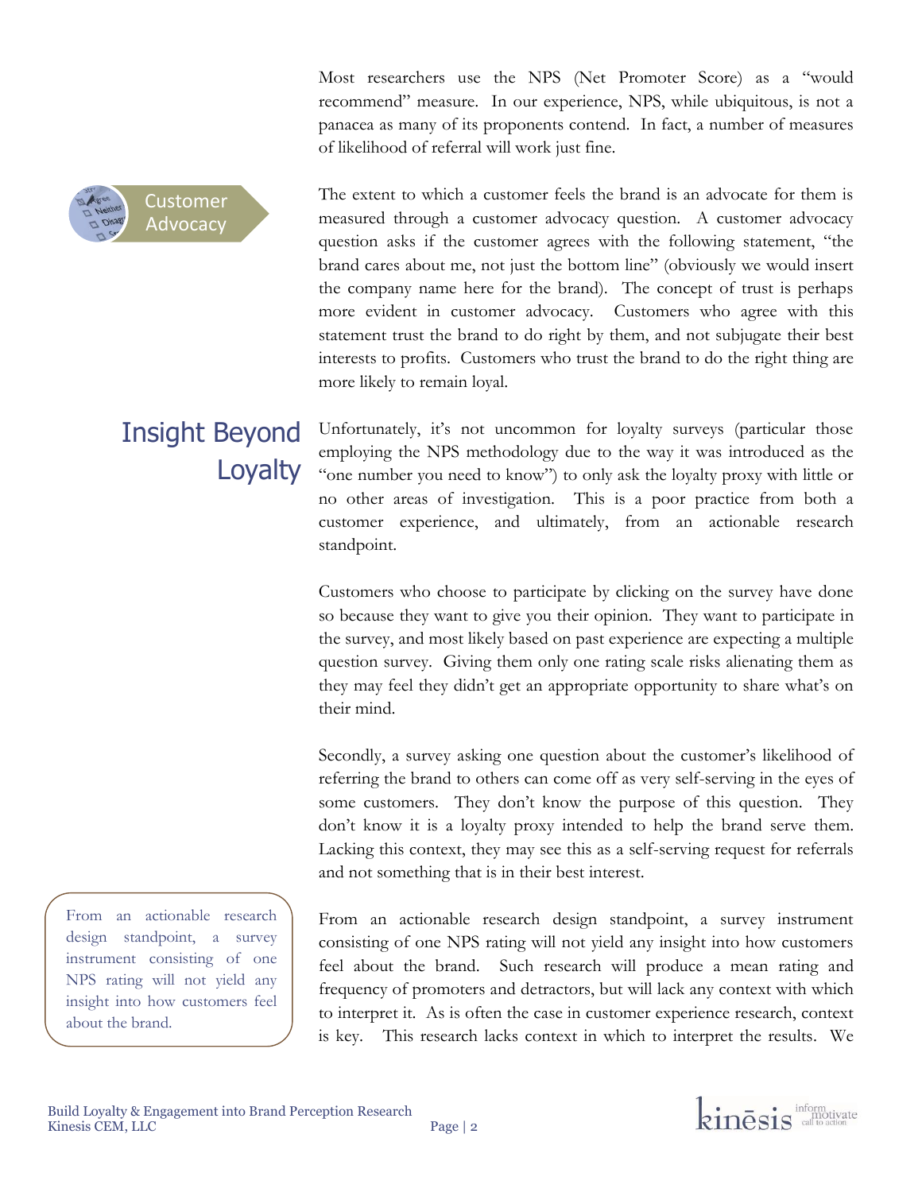Most researchers use the NPS (Net Promoter Score) as a "would recommend" measure. In our experience, NPS, while ubiquitous, is not a panacea as many of its proponents contend. In fact, a number of measures of likelihood of referral will work just fine.

### Customer Advocacy

The extent to which a customer feels the brand is an advocate for them is measured through a customer advocacy question. A customer advocacy question asks if the customer agrees with the following statement, "the brand cares about me, not just the bottom line" (obviously we would insert the company name here for the brand). The concept of trust is perhaps more evident in customer advocacy. Customers who agree with this statement trust the brand to do right by them, and not subjugate their best interests to profits. Customers who trust the brand to do the right thing are more likely to remain loyal.

## Insight Beyond Loyalty

Unfortunately, it's not uncommon for loyalty surveys (particular those employing the NPS methodology due to the way it was introduced as the "one number you need to know") to only ask the loyalty proxy with little or no other areas of investigation. This is a poor practice from both a customer experience, and ultimately, from an actionable research standpoint.

Customers who choose to participate by clicking on the survey have done so because they want to give you their opinion. They want to participate in the survey, and most likely based on past experience are expecting a multiple question survey. Giving them only one rating scale risks alienating them as they may feel they didn't get an appropriate opportunity to share what's on their mind.

Secondly, a survey asking one question about the customer's likelihood of referring the brand to others can come off as very self-serving in the eyes of some customers. They don't know the purpose of this question. They don't know it is a loyalty proxy intended to help the brand serve them. Lacking this context, they may see this as a self-serving request for referrals and not something that is in their best interest.

> From an actionable research design standpoint, a survey instrument consisting of one NPS rating will not yield any insight into how customers feel about the brand.

From an actionable research design standpoint, a survey instrument consisting of one NPS rating will not yield any insight into how customers feel about the brand. Such research will produce a mean rating and frequency of promoters and detractors, but will lack any context with which to interpret it. As is often the case in customer experience research, context is key. This research lacks context in which to interpret the results. We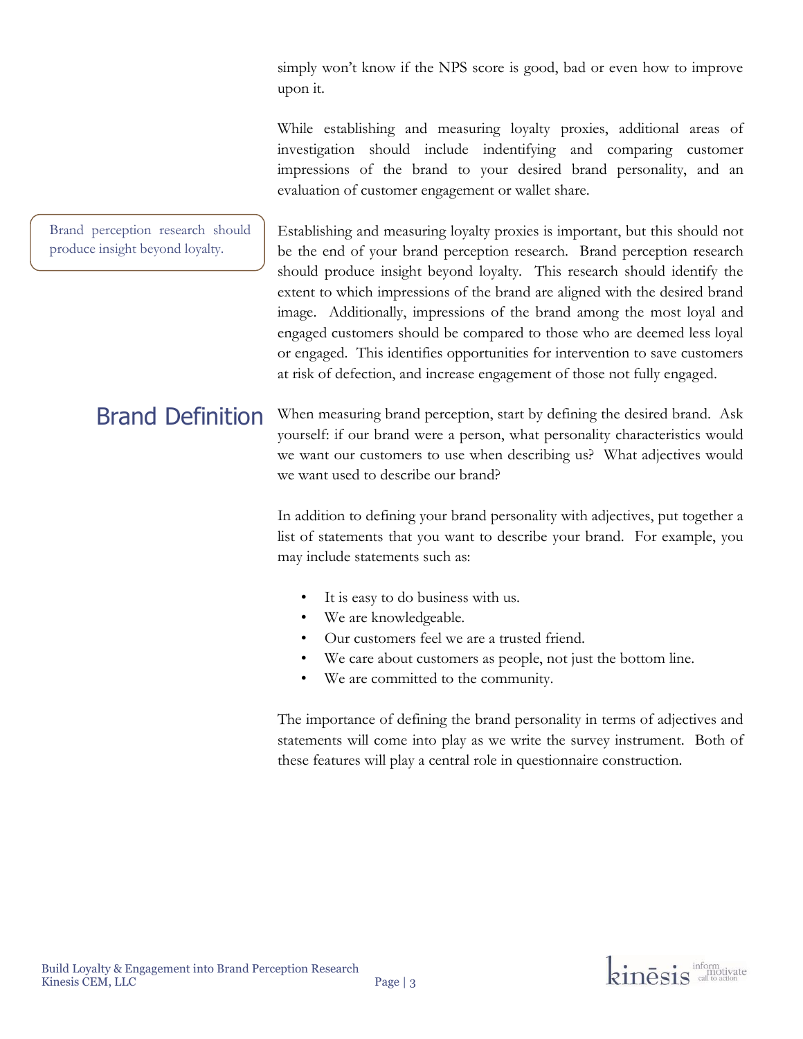simply won't know if the NPS score is good, bad or even how to improve upon it.

While establishing and measuring loyalty proxies, additional areas of investigation should include indentifying and comparing customer impressions of the brand to your desired brand personality, and an evaluation of customer engagement or wallet share.

> Brand perception research should produce insight beyond loyalty.

Establishing and measuring loyalty proxies is important, but this should not be the end of your brand perception research. Brand perception research should produce insight beyond loyalty. This research should identify the extent to which impressions of the brand are aligned with the desired brand image. Additionally, impressions of the brand among the most loyal and engaged customers should be compared to those who are deemed less loyal or engaged. This identifies opportunities for intervention to save customers at risk of defection, and increase engagement of those not fully engaged.

## Brand Definition

When measuring brand perception, start by defining the desired brand. Ask yourself: if our brand were a person, what personality characteristics would we want our customers to use when describing us? What adjectives would we want used to describe our brand?

In addition to defining your brand personality with adjectives, put together a list of statements that you want to describe your brand. For example, you may include statements such as:

- It is easy to do business with us.
- We are knowledgeable.
- Our customers feel we are a trusted friend.
- We care about customers as people, not just the bottom line.
- We are committed to the community.

The importance of defining the brand personality in terms of adjectives and statements will come into play as we write the survey instrument. Both of these features will play a central role in questionnaire construction.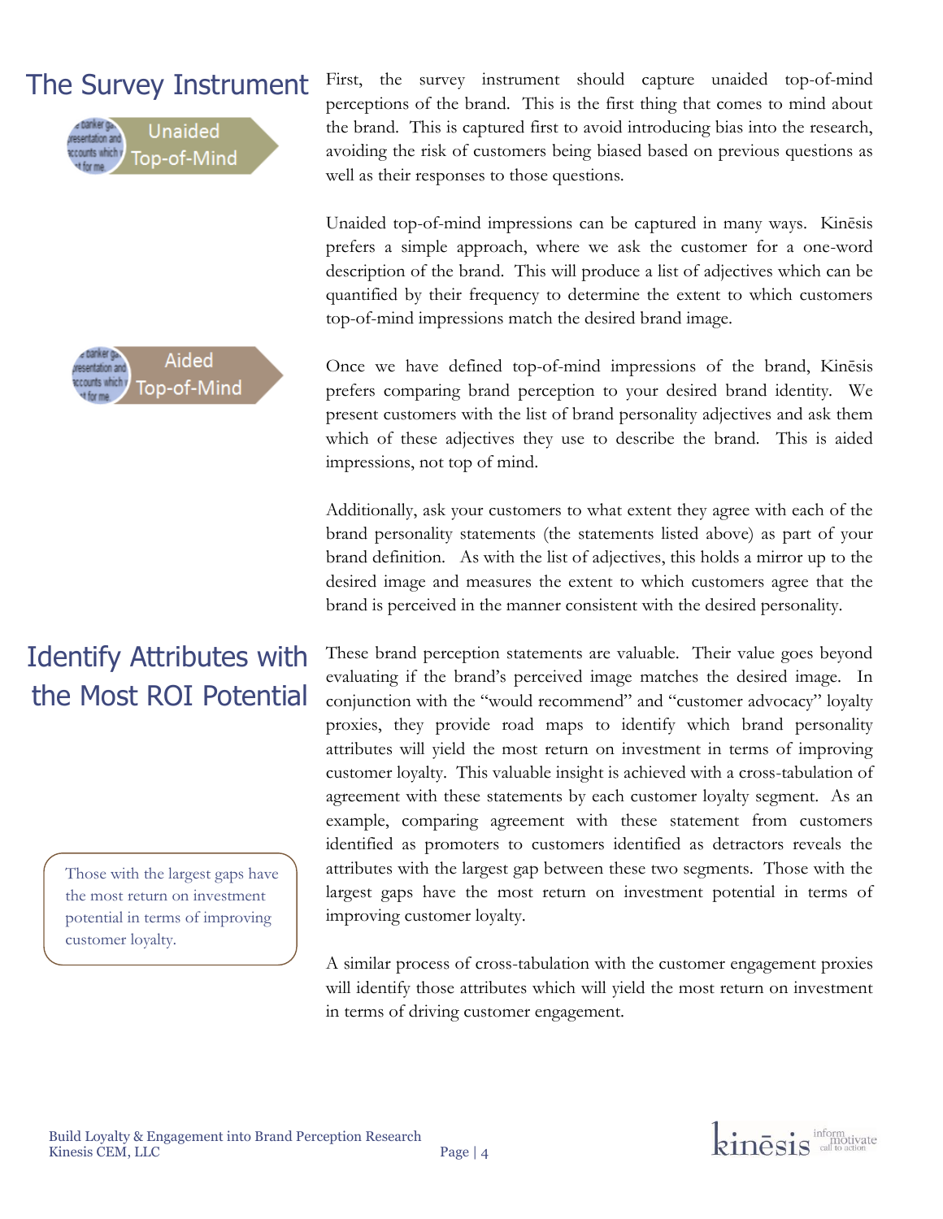## The Survey Instrument

**Unaided Top-of-Mind**

First, the survey instrument should capture unaided top-of-mind perceptions of the brand. This is the first thing that comes to mind about the brand. This is captured first to avoid introducing bias into the research, avoiding the risk of customers being biased based on previous questions as well as their responses to those questions.

Unaided top-of-mind impressions can be captured in many ways. Kinēsis prefers a simple approach, where we ask the customer for a one-word description of the brand. This will produce a list of adjectives which can be quantified by their frequency to determine the extent to which customers top-of-mind impressions match the desired brand image.

**Aided Top-of-Mind**

Once we have defined top-of-mind impressions of the brand, Kinēsis prefers comparing brand perception to your desired brand identity. We present customers with the list of brand personality adjectives and ask them which of these adjectives they use to describe the brand. This is aided impressions, not top of mind.

Additionally, ask your customers to what extent they agree with each of the brand personality statements (the statements listed above) as part of your brand definition. As with the list of adjectives, this holds a mirror up to the desired image and measures the extent to which customers agree that the brand is perceived in the manner consistent with the desired personality.

## Identify Attributes with the Most ROI Potential

These brand perception statements are valuable. Their value goes beyond evaluating if the brand's perceived image matches the desired image. In conjunction with the "would recommend" and "customer advocacy" loyalty proxies, they provide road maps to identify which brand personality attributes will yield the most return on investment in terms of improving customer loyalty. This valuable insight is achieved with a cross-tabulation of agreement with these statements by each customer loyalty segment. As an example, comparing agreement with these statement from customers identified as promoters to customers identified as detractors reveals the attributes with the largest gap between these two segments. Those with the largest gaps have the most return on investment potential in terms of improving customer loyalty.

> Those with the largest gaps have the most return on investment potential in terms of improving customer loyalty.

A similar process of cross-tabulation with the customer engagement proxies will identify those attributes which will yield the most return on investment in terms of driving customer engagement.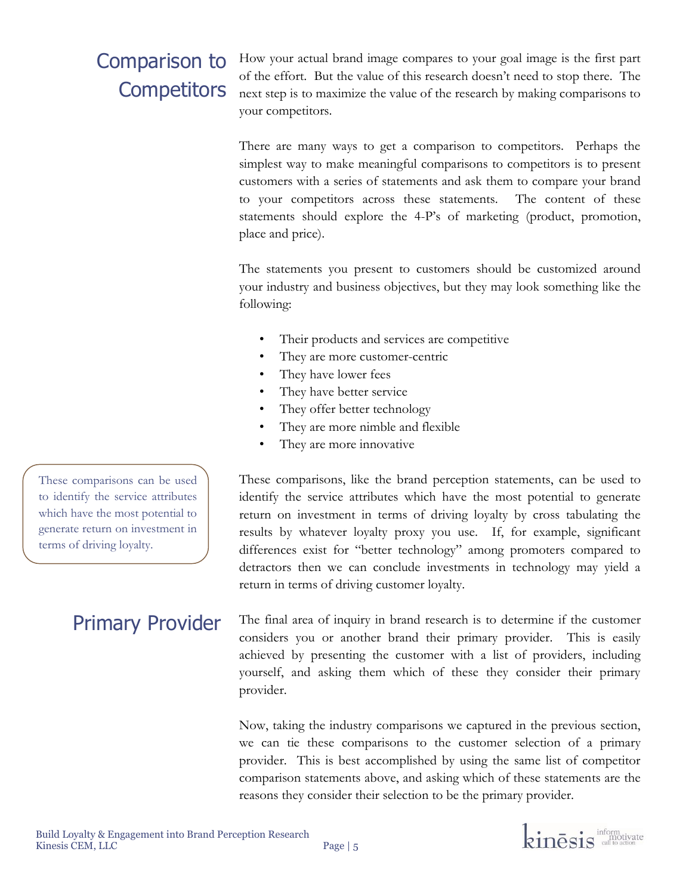## Comparison to Competitors

How your actual brand image compares to your goal image is the first part of the effort. But the value of this research doesn't need to stop there. The next step is to maximize the value of the research by making comparisons to your competitors.

There are many ways to get a comparison to competitors. Perhaps the simplest way to make meaningful comparisons to competitors is to present customers with a series of statements and ask them to compare your brand to your competitors across these statements. The content of these statements should explore the 4-P's of marketing (product, promotion, place and price).

The statements you present to customers should be customized around your industry and business objectives, but they may look something like the following:

- Their products and services are competitive
- They are more customer-centric
- They have lower fees
- They have better service
- They offer better technology
- They are more nimble and flexible
- They are more innovative

> These comparisons can be used to identify the service attributes which have the most potential to generate return on investment in terms of driving loyalty.

These comparisons, like the brand perception statements, can be used to identify the service attributes which have the most potential to generate return on investment in terms of driving loyalty by cross tabulating the results by whatever loyalty proxy you use. If, for example, significant differences exist for "better technology" among promoters compared to detractors then we can conclude investments in technology may yield a return in terms of driving customer loyalty.

## Primary Provider

The final area of inquiry in brand research is to determine if the customer considers you or another brand their primary provider. This is easily achieved by presenting the customer with a list of providers, including yourself, and asking them which of these they consider their primary provider.

Now, taking the industry comparisons we captured in the previous section, we can tie these comparisons to the customer selection of a primary provider. This is best accomplished by using the same list of competitor comparison statements above, and asking which of these statements are the reasons they consider their selection to be the primary provider.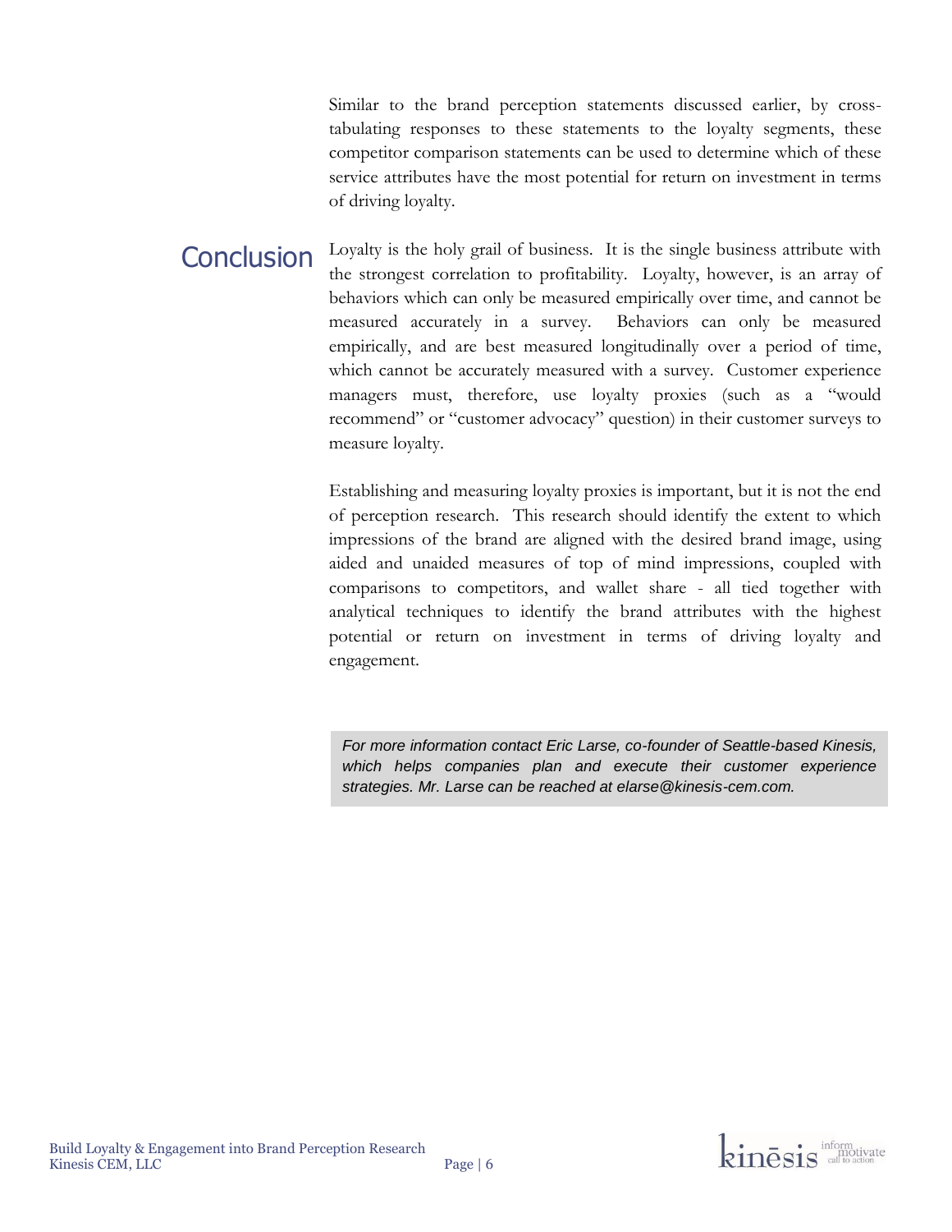Similar to the brand perception statements discussed earlier, by cross-tabulating responses to these statements to the loyalty segments, these competitor comparison statements can be used to determine which of these service attributes have the most potential for return on investment in terms of driving loyalty.

## Conclusion

Loyalty is the holy grail of business. It is the single business attribute with the strongest correlation to profitability. Loyalty, however, is an array of behaviors which can only be measured empirically over time, and cannot be measured accurately in a survey. Behaviors can only be measured empirically, and are best measured longitudinally over a period of time, which cannot be accurately measured with a survey. Customer experience managers must, therefore, use loyalty proxies (such as a "would recommend" or "customer advocacy" question) in their customer surveys to measure loyalty.

Establishing and measuring loyalty proxies is important, but it is not the end of perception research. This research should identify the extent to which impressions of the brand are aligned with the desired brand image, using aided and unaided measures of top of mind impressions, coupled with comparisons to competitors, and wallet share - all tied together with analytical techniques to identify the brand attributes with the highest potential or return on investment in terms of driving loyalty and engagement.

*For more information contact Eric Larse, co-founder of Seattle-based Kinesis, which helps companies plan and execute their customer experience strategies. Mr. Larse can be reached at elarse@kinesis-cem.com.*